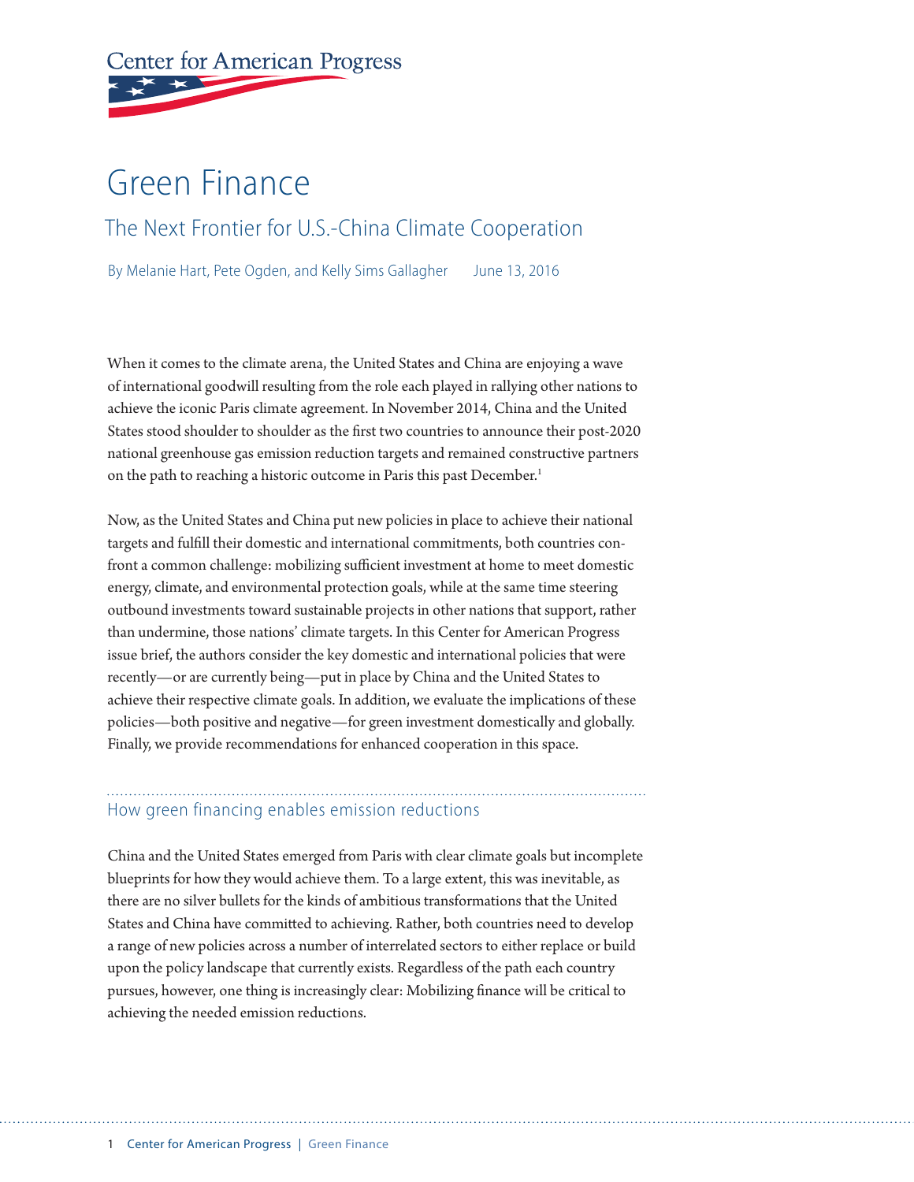Center for American Progress

# Green Finance

## The Next Frontier for U.S.-China Climate Cooperation

By Melanie Hart, Pete Ogden, and Kelly Sims Gallagher June 13, 2016

When it comes to the climate arena, the United States and China are enjoying a wave of international goodwill resulting from the role each played in rallying other nations to achieve the iconic Paris climate agreement. In November 2014, China and the United States stood shoulder to shoulder as the first two countries to announce their post-2020 national greenhouse gas emission reduction targets and remained constructive partners on the path to reaching a historic outcome in Paris this past December.[1]

Now, as the United States and China put new policies in place to achieve their national targets and fulfill their domestic and international commitments, both countries confront a common challenge: mobilizing sufficient investment at home to meet domestic energy, climate, and environmental protection goals, while at the same time steering outbound investments toward sustainable projects in other nations that support, rather than undermine, those nations' climate targets. In this Center for American Progress issue brief, the authors consider the key domestic and international policies that were recently—or are currently being—put in place by China and the United States to achieve their respective climate goals. In addition, we evaluate the implications of these policies—both positive and negative—for green investment domestically and globally. Finally, we provide recommendations for enhanced cooperation in this space.

### How green financing enables emission reductions

China and the United States emerged from Paris with clear climate goals but incomplete blueprints for how they would achieve them. To a large extent, this was inevitable, as there are no silver bullets for the kinds of ambitious transformations that the United States and China have committed to achieving. Rather, both countries need to develop a range of new policies across a number of interrelated sectors to either replace or build upon the policy landscape that currently exists. Regardless of the path each country pursues, however, one thing is increasingly clear: Mobilizing finance will be critical to achieving the needed emission reductions.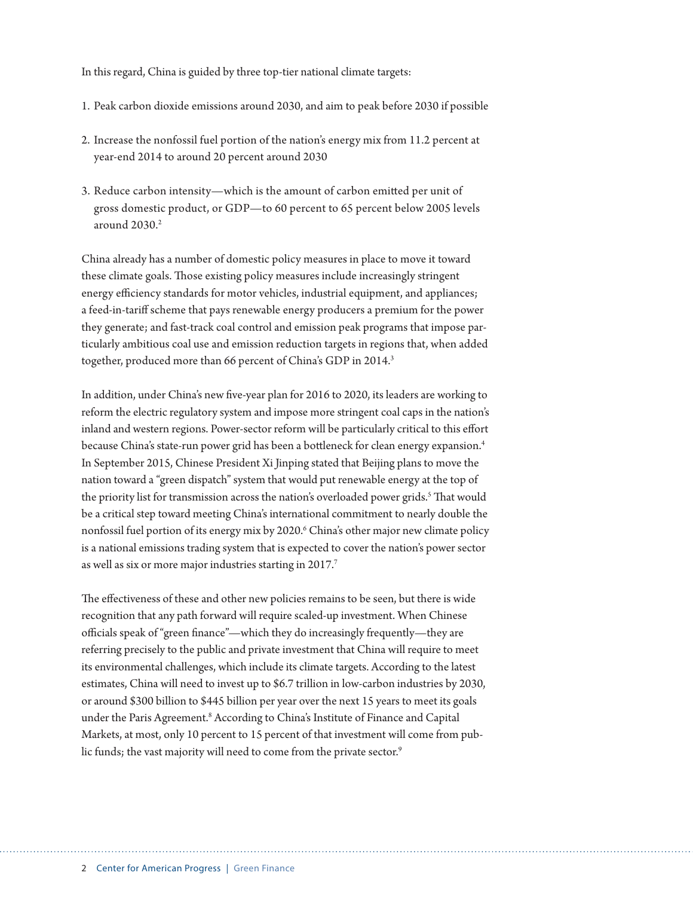In this regard, China is guided by three top-tier national climate targets:

1. Peak carbon dioxide emissions around 2030, and aim to peak before 2030 if possible
2. Increase the nonfossil fuel portion of the nation's energy mix from 11.2 percent at year-end 2014 to around 20 percent around 2030
3. Reduce carbon intensity—which is the amount of carbon emitted per unit of gross domestic product, or GDP—to 60 percent to 65 percent below 2005 levels around 2030.[2]

China already has a number of domestic policy measures in place to move it toward these climate goals. Those existing policy measures include increasingly stringent energy efficiency standards for motor vehicles, industrial equipment, and appliances; a feed-in-tariff scheme that pays renewable energy producers a premium for the power they generate; and fast-track coal control and emission peak programs that impose particularly ambitious coal use and emission reduction targets in regions that, when added together, produced more than 66 percent of China's GDP in 2014.[3]

In addition, under China's new five-year plan for 2016 to 2020, its leaders are working to reform the electric regulatory system and impose more stringent coal caps in the nation's inland and western regions. Power-sector reform will be particularly critical to this effort because China's state-run power grid has been a bottleneck for clean energy expansion.[4] In September 2015, Chinese President Xi Jinping stated that Beijing plans to move the nation toward a "green dispatch" system that would put renewable energy at the top of the priority list for transmission across the nation's overloaded power grids.[5] That would be a critical step toward meeting China's international commitment to nearly double the nonfossil fuel portion of its energy mix by 2020.[6] China's other major new climate policy is a national emissions trading system that is expected to cover the nation's power sector as well as six or more major industries starting in 2017.[7]

The effectiveness of these and other new policies remains to be seen, but there is wide recognition that any path forward will require scaled-up investment. When Chinese officials speak of "green finance"—which they do increasingly frequently—they are referring precisely to the public and private investment that China will require to meet its environmental challenges, which include its climate targets. According to the latest estimates, China will need to invest up to $6.7 trillion in low-carbon industries by 2030, or around $300 billion to $445 billion per year over the next 15 years to meet its goals under the Paris Agreement.[8] According to China's Institute of Finance and Capital Markets, at most, only 10 percent to 15 percent of that investment will come from public funds; the vast majority will need to come from the private sector.[9]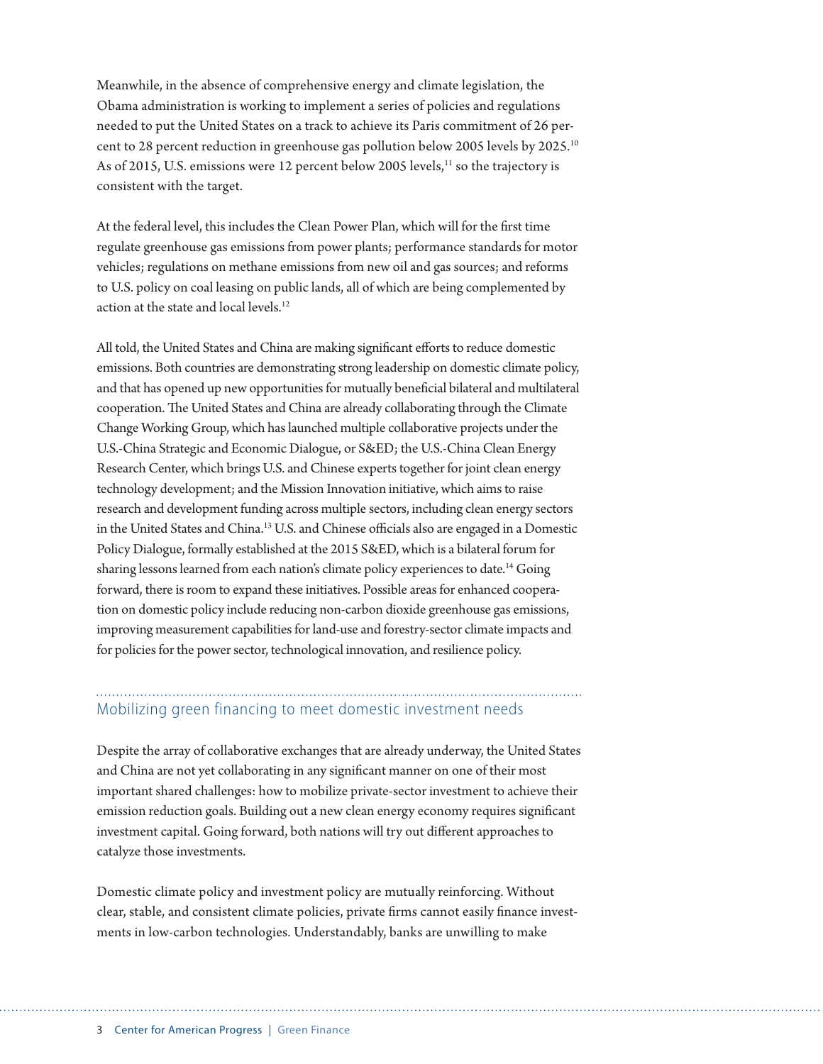Meanwhile, in the absence of comprehensive energy and climate legislation, the Obama administration is working to implement a series of policies and regulations needed to put the United States on a track to achieve its Paris commitment of 26 percent to 28 percent reduction in greenhouse gas pollution below 2005 levels by 2025.[10] As of 2015, U.S. emissions were 12 percent below 2005 levels,[11] so the trajectory is consistent with the target.

At the federal level, this includes the Clean Power Plan, which will for the first time regulate greenhouse gas emissions from power plants; performance standards for motor vehicles; regulations on methane emissions from new oil and gas sources; and reforms to U.S. policy on coal leasing on public lands, all of which are being complemented by action at the state and local levels.[12]

All told, the United States and China are making significant efforts to reduce domestic emissions. Both countries are demonstrating strong leadership on domestic climate policy, and that has opened up new opportunities for mutually beneficial bilateral and multilateral cooperation. The United States and China are already collaborating through the Climate Change Working Group, which has launched multiple collaborative projects under the U.S.-China Strategic and Economic Dialogue, or S&ED; the U.S.-China Clean Energy Research Center, which brings U.S. and Chinese experts together for joint clean energy technology development; and the Mission Innovation initiative, which aims to raise research and development funding across multiple sectors, including clean energy sectors in the United States and China.[13] U.S. and Chinese officials also are engaged in a Domestic Policy Dialogue, formally established at the 2015 S&ED, which is a bilateral forum for sharing lessons learned from each nation's climate policy experiences to date.[14] Going forward, there is room to expand these initiatives. Possible areas for enhanced cooperation on domestic policy include reducing non-carbon dioxide greenhouse gas emissions, improving measurement capabilities for land-use and forestry-sector climate impacts and for policies for the power sector, technological innovation, and resilience policy.

## Mobilizing green financing to meet domestic investment needs

Despite the array of collaborative exchanges that are already underway, the United States and China are not yet collaborating in any significant manner on one of their most important shared challenges: how to mobilize private-sector investment to achieve their emission reduction goals. Building out a new clean energy economy requires significant investment capital. Going forward, both nations will try out different approaches to catalyze those investments.

Domestic climate policy and investment policy are mutually reinforcing. Without clear, stable, and consistent climate policies, private firms cannot easily finance investments in low-carbon technologies. Understandably, banks are unwilling to make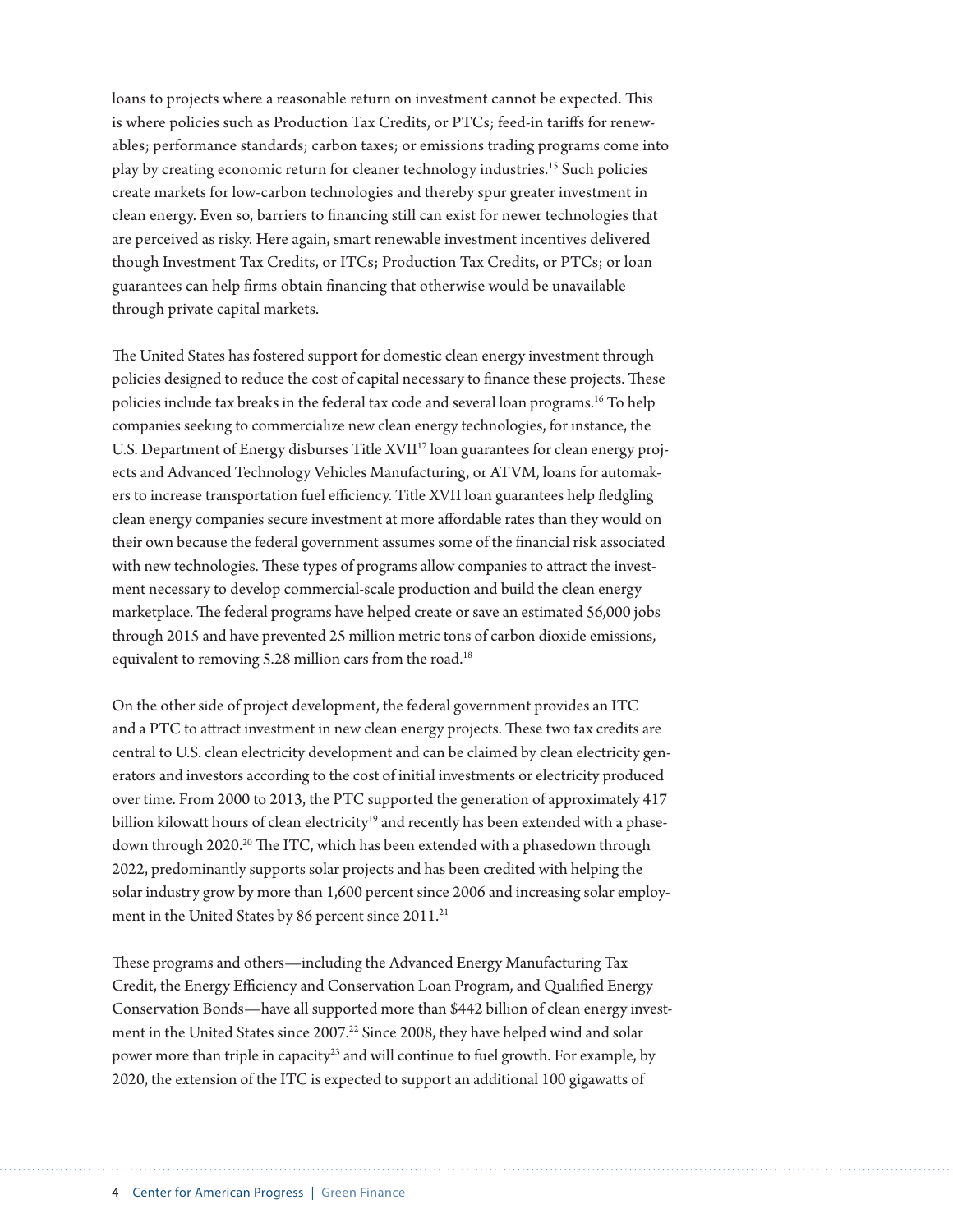loans to projects where a reasonable return on investment cannot be expected. This is where policies such as Production Tax Credits, or PTCs; feed-in tariffs for renewables; performance standards; carbon taxes; or emissions trading programs come into play by creating economic return for cleaner technology industries.[15] Such policies create markets for low-carbon technologies and thereby spur greater investment in clean energy. Even so, barriers to financing still can exist for newer technologies that are perceived as risky. Here again, smart renewable investment incentives delivered though Investment Tax Credits, or ITCs; Production Tax Credits, or PTCs; or loan guarantees can help firms obtain financing that otherwise would be unavailable through private capital markets.

The United States has fostered support for domestic clean energy investment through policies designed to reduce the cost of capital necessary to finance these projects. These policies include tax breaks in the federal tax code and several loan programs.[16] To help companies seeking to commercialize new clean energy technologies, for instance, the U.S. Department of Energy disburses Title XVII[17] loan guarantees for clean energy projects and Advanced Technology Vehicles Manufacturing, or ATVM, loans for automakers to increase transportation fuel efficiency. Title XVII loan guarantees help fledgling clean energy companies secure investment at more affordable rates than they would on their own because the federal government assumes some of the financial risk associated with new technologies. These types of programs allow companies to attract the investment necessary to develop commercial-scale production and build the clean energy marketplace. The federal programs have helped create or save an estimated 56,000 jobs through 2015 and have prevented 25 million metric tons of carbon dioxide emissions, equivalent to removing 5.28 million cars from the road.[18]

On the other side of project development, the federal government provides an ITC and a PTC to attract investment in new clean energy projects. These two tax credits are central to U.S. clean electricity development and can be claimed by clean electricity generators and investors according to the cost of initial investments or electricity produced over time. From 2000 to 2013, the PTC supported the generation of approximately 417 billion kilowatt hours of clean electricity[19] and recently has been extended with a phasedown through 2020.[20] The ITC, which has been extended with a phasedown through 2022, predominantly supports solar projects and has been credited with helping the solar industry grow by more than 1,600 percent since 2006 and increasing solar employment in the United States by 86 percent since 2011.[21]

These programs and others—including the Advanced Energy Manufacturing Tax Credit, the Energy Efficiency and Conservation Loan Program, and Qualified Energy Conservation Bonds—have all supported more than $442 billion of clean energy investment in the United States since 2007.[22] Since 2008, they have helped wind and solar power more than triple in capacity[23] and will continue to fuel growth. For example, by 2020, the extension of the ITC is expected to support an additional 100 gigawatts of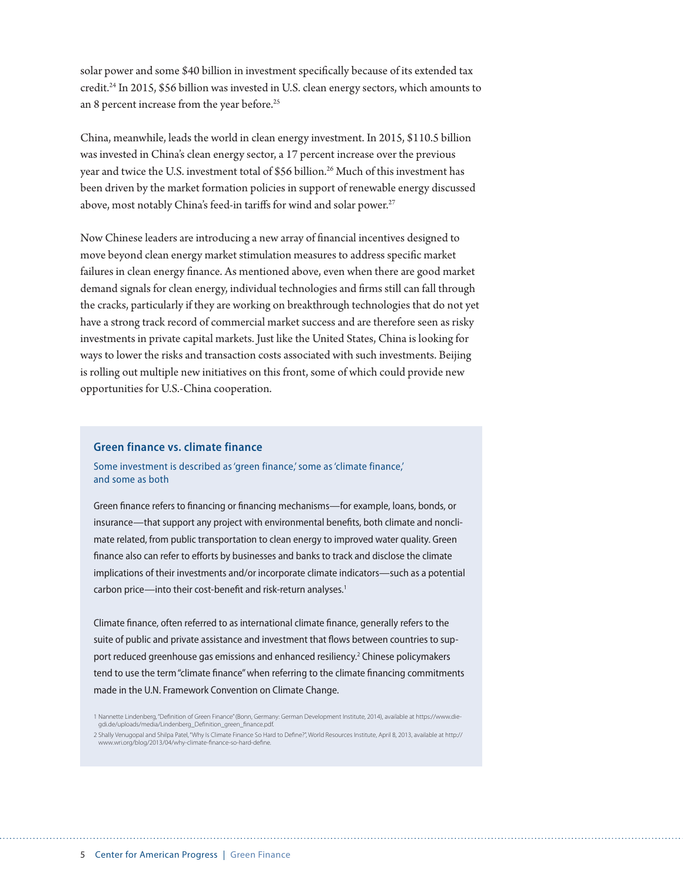solar power and some $40 billion in investment specifically because of its extended tax credit.[24] In 2015, $56 billion was invested in U.S. clean energy sectors, which amounts to an 8 percent increase from the year before.[25]

China, meanwhile, leads the world in clean energy investment. In 2015, $110.5 billion was invested in China's clean energy sector, a 17 percent increase over the previous year and twice the U.S. investment total of $56 billion.[26] Much of this investment has been driven by the market formation policies in support of renewable energy discussed above, most notably China's feed-in tariffs for wind and solar power.[27]

Now Chinese leaders are introducing a new array of financial incentives designed to move beyond clean energy market stimulation measures to address specific market failures in clean energy finance. As mentioned above, even when there are good market demand signals for clean energy, individual technologies and firms still can fall through the cracks, particularly if they are working on breakthrough technologies that do not yet have a strong track record of commercial market success and are therefore seen as risky investments in private capital markets. Just like the United States, China is looking for ways to lower the risks and transaction costs associated with such investments. Beijing is rolling out multiple new initiatives on this front, some of which could provide new opportunities for U.S.-China cooperation.

### Green finance vs. climate finance

Some investment is described as 'green finance,' some as 'climate finance,' and some as both

Green finance refers to financing or financing mechanisms—for example, loans, bonds, or insurance—that support any project with environmental benefits, both climate and nonclimate related, from public transportation to clean energy to improved water quality. Green finance also can refer to efforts by businesses and banks to track and disclose the climate implications of their investments and/or incorporate climate indicators—such as a potential carbon price—into their cost-benefit and risk-return analyses.[1]

Climate finance, often referred to as international climate finance, generally refers to the suite of public and private assistance and investment that flows between countries to support reduced greenhouse gas emissions and enhanced resiliency.[2] Chinese policymakers tend to use the term "climate finance" when referring to the climate financing commitments made in the U.N. Framework Convention on Climate Change.

1 Nannette Lindenberg, "Definition of Green Finance" (Bonn, Germany: German Development Institute, 2014), available at https://www.die-gdi.de/uploads/media/Lindenberg_Definition_green_finance.pdf.

2 Shally Venugopal and Shilpa Patel, "Why Is Climate Finance So Hard to Define?", World Resources Institute, April 8, 2013, available at http://www.wri.org/blog/2013/04/why-climate-finance-so-hard-define.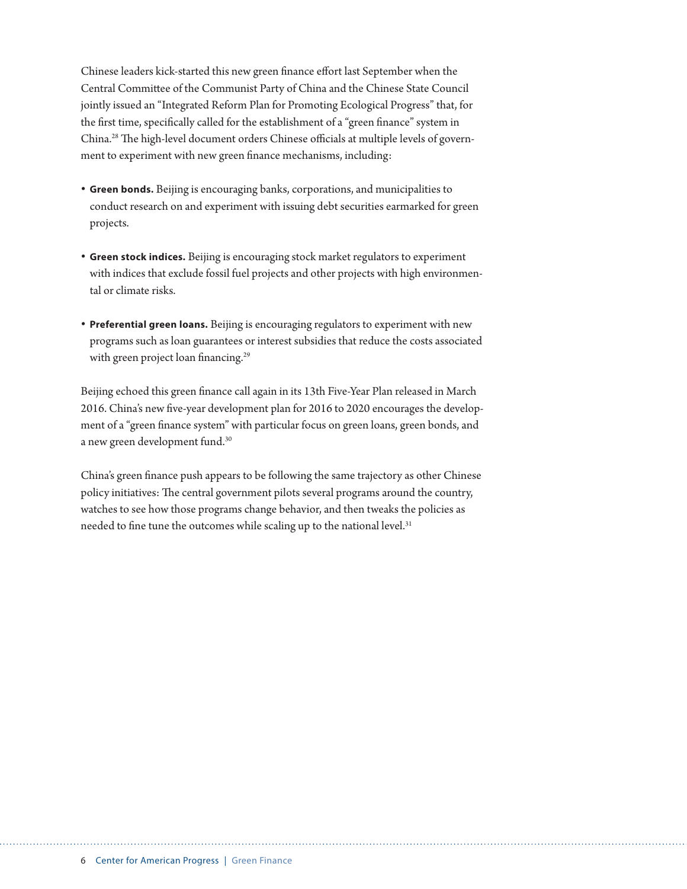Chinese leaders kick-started this new green finance effort last September when the Central Committee of the Communist Party of China and the Chinese State Council jointly issued an "Integrated Reform Plan for Promoting Ecological Progress" that, for the first time, specifically called for the establishment of a "green finance" system in China.[28] The high-level document orders Chinese officials at multiple levels of government to experiment with new green finance mechanisms, including:

- **Green bonds.** Beijing is encouraging banks, corporations, and municipalities to conduct research on and experiment with issuing debt securities earmarked for green projects.
- **Green stock indices.** Beijing is encouraging stock market regulators to experiment with indices that exclude fossil fuel projects and other projects with high environmental or climate risks.
- **Preferential green loans.** Beijing is encouraging regulators to experiment with new programs such as loan guarantees or interest subsidies that reduce the costs associated with green project loan financing.[29]

Beijing echoed this green finance call again in its 13th Five-Year Plan released in March 2016. China's new five-year development plan for 2016 to 2020 encourages the development of a "green finance system" with particular focus on green loans, green bonds, and a new green development fund.[30]

China's green finance push appears to be following the same trajectory as other Chinese policy initiatives: The central government pilots several programs around the country, watches to see how those programs change behavior, and then tweaks the policies as needed to fine tune the outcomes while scaling up to the national level.[31]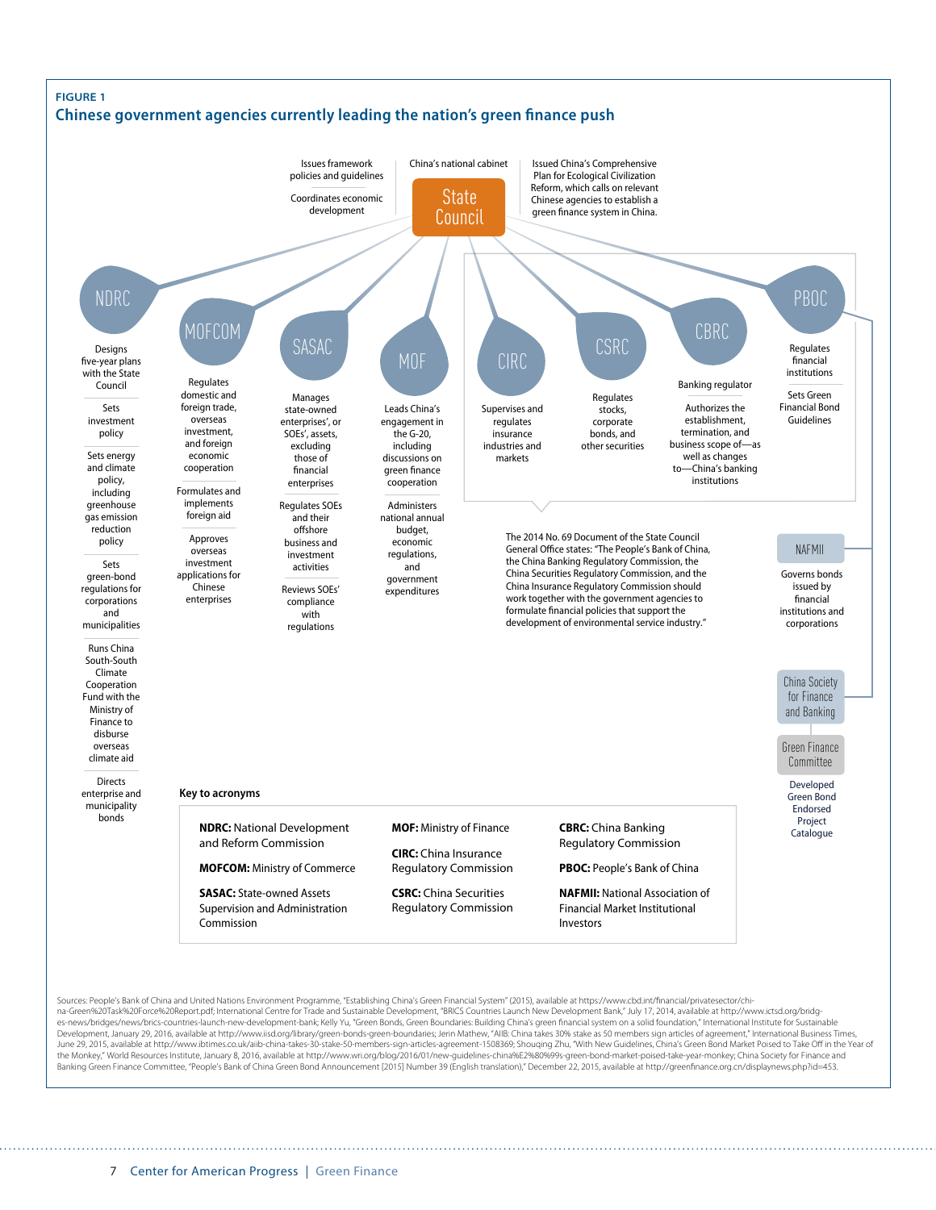**FIGURE 1**

## Chinese government agencies currently leading the nation's green finance push

**State Council**

China's national cabinet

- Issues framework policies and guidelines
- Coordinates economic development
- Issued China's Comprehensive Plan for Ecological Civilization Reform, which calls on relevant Chinese agencies to establish a green finance system in China.

**NDRC**

- Designs five-year plans with the State Council
- Sets investment policy
- Sets energy and climate policy, including greenhouse gas emission reduction policy
- Sets green-bond regulations for corporations and municipalities
- Runs China South-South Climate Cooperation Fund with the Ministry of Finance to disburse overseas climate aid
- Directs enterprise and municipality bonds

**MOFCOM**

- Regulates domestic and foreign trade, overseas investment, and foreign economic cooperation
- Formulates and implements foreign aid
- Approves overseas investment applications for Chinese enterprises

**SASAC**

- Manages state-owned enterprises', or SOEs', assets, excluding those of financial enterprises
- Regulates SOEs and their offshore business and investment activities
- Reviews SOEs' compliance with regulations

**MOF**

- Leads China's engagement in the G-20, including discussions on green finance cooperation
- Administers national annual budget, economic regulations, and government expenditures

**CIRC**

- Supervises and regulates insurance industries and markets

**CSRC**

- Regulates stocks, corporate bonds, and other securities

**CBRC**

- Banking regulator
- Authorizes the establishment, termination, and business scope of—as well as changes to—China's banking institutions

**PBOC**

- Regulates financial institutions
- Sets Green Financial Bond Guidelines

The 2014 No. 69 Document of the State Council General Office states: "The People's Bank of China, the China Banking Regulatory Commission, the China Securities Regulatory Commission, and the China Insurance Regulatory Commission should work together with the government agencies to formulate financial policies that support the development of environmental service industry."

**NAFMII**

- Governs bonds issued by financial institutions and corporations

**China Society for Finance and Banking**

**Green Finance Committee**

- Developed Green Bond Endorsed Project Catalogue

**Key to acronyms**

**NDRC:** National Development and Reform Commission

**MOFCOM:** Ministry of Commerce

**SASAC:** State-owned Assets Supervision and Administration Commission

**MOF:** Ministry of Finance

**CIRC:** China Insurance Regulatory Commission

**CSRC:** China Securities Regulatory Commission

**CBRC:** China Banking Regulatory Commission

**PBOC:** People's Bank of China

**NAFMII:** National Association of Financial Market Institutional Investors

Sources: People's Bank of China and United Nations Environment Programme, "Establishing China's Green Financial System" (2015), available at https://www.cbd.int/financial/privatesector/china-Green%20Task%20Force%20Report.pdf; International Centre for Trade and Sustainable Development, "BRICS Countries Launch New Development Bank," July 17, 2014, available at http://www.ictsd.org/bridges-news/bridges/news/brics-countries-launch-new-development-bank; Kelly Yu, "Green Bonds, Green Boundaries: Building China's green financial system on a solid foundation," International Institute for Sustainable Development, January 29, 2016, available at http://www.iisd.org/library/green-bonds-green-boundaries; Jerin Mathew, "AIIB: China takes 30% stake as 50 members sign articles of agreement," International Business Times, June 29, 2015, available at http://www.ibtimes.co.uk/aiib-china-takes-30-stake-50-members-sign-articles-agreement-1508369; Shouqing Zhu, "With New Guidelines, China's Green Bond Market Poised to Take Off in the Year of the Monkey," World Resources Institute, January 8, 2016, available at http://www.wri.org/blog/2016/01/new-guidelines-china%E2%80%99s-green-bond-market-poised-take-year-monkey; China Society for Finance and Banking Green Finance Committee, "People's Bank of China Green Bond Announcement [2015] Number 39 (English translation)," December 22, 2015, available at http://greenfinance.org.cn/displaynews.php?id=453.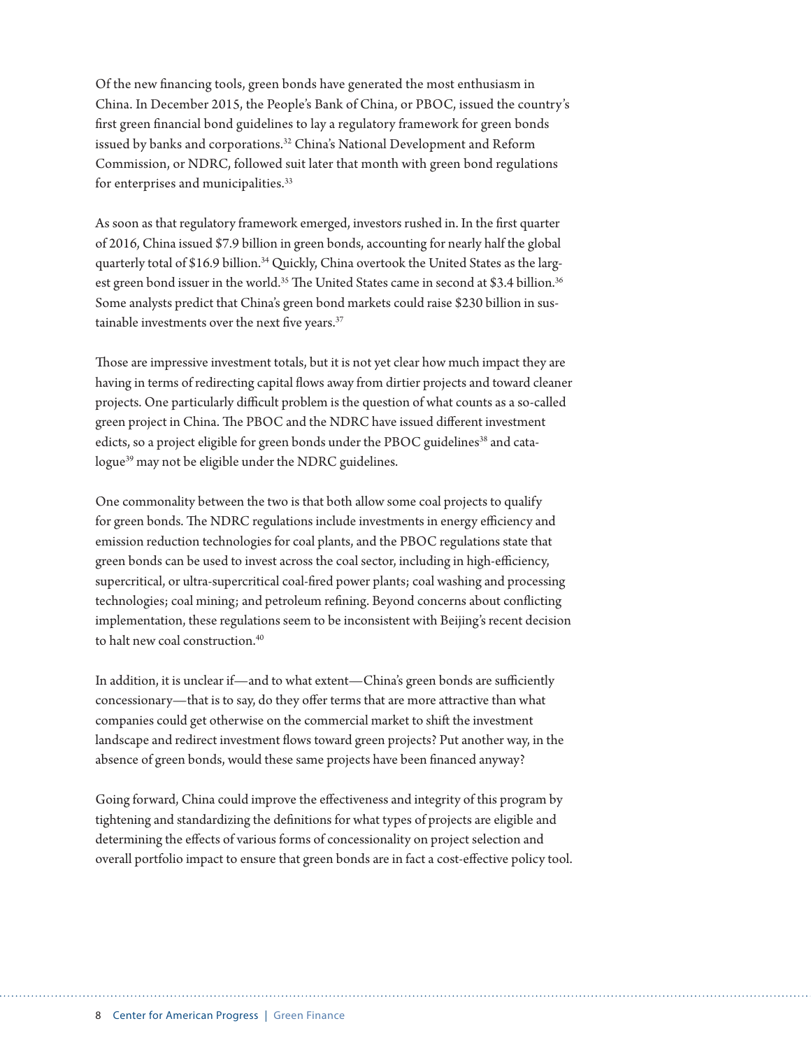Of the new financing tools, green bonds have generated the most enthusiasm in China. In December 2015, the People's Bank of China, or PBOC, issued the country's first green financial bond guidelines to lay a regulatory framework for green bonds issued by banks and corporations.[32] China's National Development and Reform Commission, or NDRC, followed suit later that month with green bond regulations for enterprises and municipalities.[33]

As soon as that regulatory framework emerged, investors rushed in. In the first quarter of 2016, China issued $7.9 billion in green bonds, accounting for nearly half the global quarterly total of $16.9 billion.[34] Quickly, China overtook the United States as the largest green bond issuer in the world.[35] The United States came in second at $3.4 billion.[36] Some analysts predict that China's green bond markets could raise $230 billion in sustainable investments over the next five years.[37]

Those are impressive investment totals, but it is not yet clear how much impact they are having in terms of redirecting capital flows away from dirtier projects and toward cleaner projects. One particularly difficult problem is the question of what counts as a so-called green project in China. The PBOC and the NDRC have issued different investment edicts, so a project eligible for green bonds under the PBOC guidelines[38] and catalogue[39] may not be eligible under the NDRC guidelines.

One commonality between the two is that both allow some coal projects to qualify for green bonds. The NDRC regulations include investments in energy efficiency and emission reduction technologies for coal plants, and the PBOC regulations state that green bonds can be used to invest across the coal sector, including in high-efficiency, supercritical, or ultra-supercritical coal-fired power plants; coal washing and processing technologies; coal mining; and petroleum refining. Beyond concerns about conflicting implementation, these regulations seem to be inconsistent with Beijing's recent decision to halt new coal construction.[40]

In addition, it is unclear if—and to what extent—China's green bonds are sufficiently concessionary—that is to say, do they offer terms that are more attractive than what companies could get otherwise on the commercial market to shift the investment landscape and redirect investment flows toward green projects? Put another way, in the absence of green bonds, would these same projects have been financed anyway?

Going forward, China could improve the effectiveness and integrity of this program by tightening and standardizing the definitions for what types of projects are eligible and determining the effects of various forms of concessionality on project selection and overall portfolio impact to ensure that green bonds are in fact a cost-effective policy tool.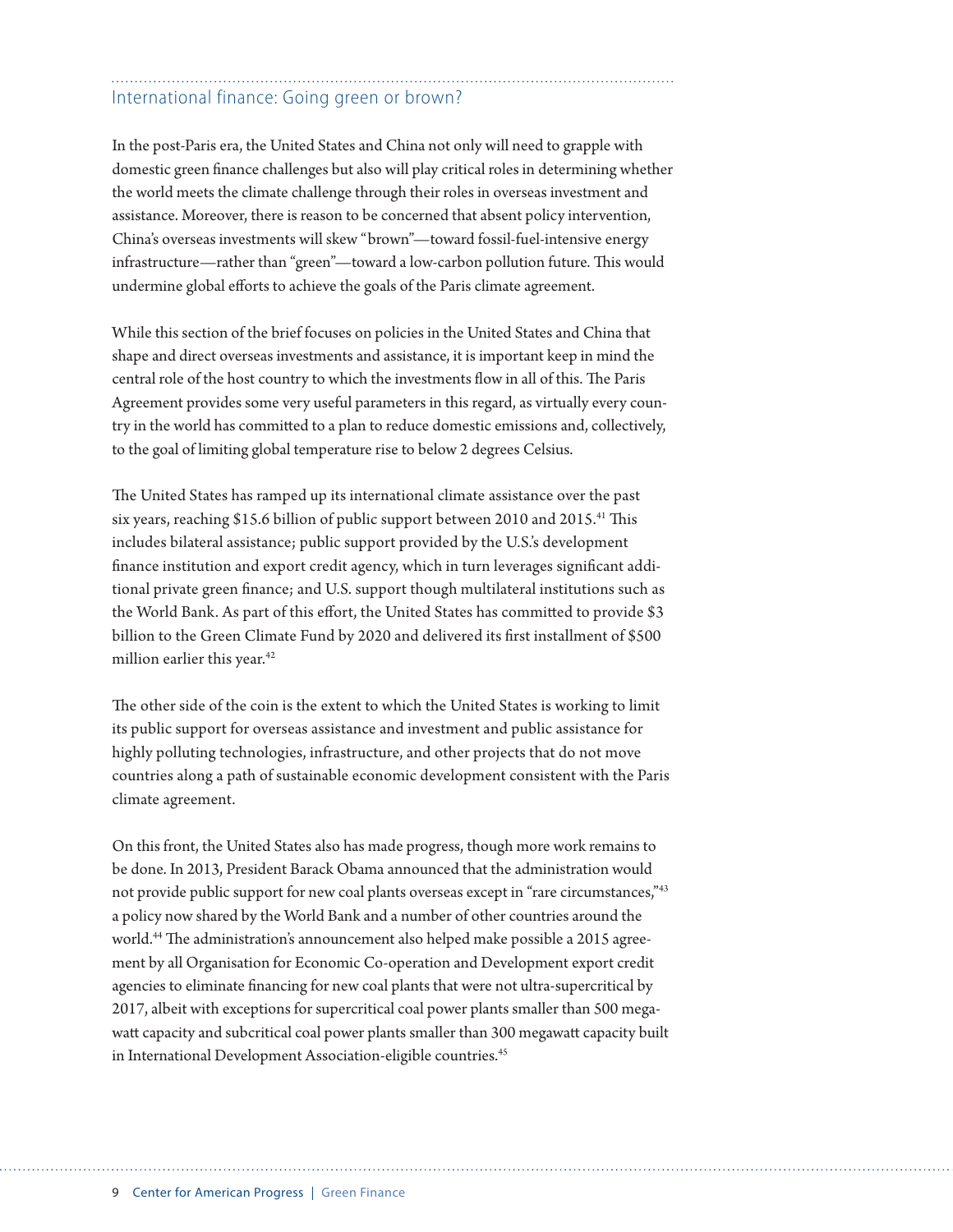## International finance: Going green or brown?

In the post-Paris era, the United States and China not only will need to grapple with domestic green finance challenges but also will play critical roles in determining whether the world meets the climate challenge through their roles in overseas investment and assistance. Moreover, there is reason to be concerned that absent policy intervention, China's overseas investments will skew "brown"—toward fossil-fuel-intensive energy infrastructure—rather than "green"—toward a low-carbon pollution future. This would undermine global efforts to achieve the goals of the Paris climate agreement.

While this section of the brief focuses on policies in the United States and China that shape and direct overseas investments and assistance, it is important keep in mind the central role of the host country to which the investments flow in all of this. The Paris Agreement provides some very useful parameters in this regard, as virtually every country in the world has committed to a plan to reduce domestic emissions and, collectively, to the goal of limiting global temperature rise to below 2 degrees Celsius.

The United States has ramped up its international climate assistance over the past six years, reaching $15.6 billion of public support between 2010 and 2015.[41] This includes bilateral assistance; public support provided by the U.S.'s development finance institution and export credit agency, which in turn leverages significant additional private green finance; and U.S. support though multilateral institutions such as the World Bank. As part of this effort, the United States has committed to provide $3 billion to the Green Climate Fund by 2020 and delivered its first installment of $500 million earlier this year.[42]

The other side of the coin is the extent to which the United States is working to limit its public support for overseas assistance and investment and public assistance for highly polluting technologies, infrastructure, and other projects that do not move countries along a path of sustainable economic development consistent with the Paris climate agreement.

On this front, the United States also has made progress, though more work remains to be done. In 2013, President Barack Obama announced that the administration would not provide public support for new coal plants overseas except in "rare circumstances,"[43] a policy now shared by the World Bank and a number of other countries around the world.[44] The administration's announcement also helped make possible a 2015 agreement by all Organisation for Economic Co-operation and Development export credit agencies to eliminate financing for new coal plants that were not ultra-supercritical by 2017, albeit with exceptions for supercritical coal power plants smaller than 500 megawatt capacity and subcritical coal power plants smaller than 300 megawatt capacity built in International Development Association-eligible countries.[45]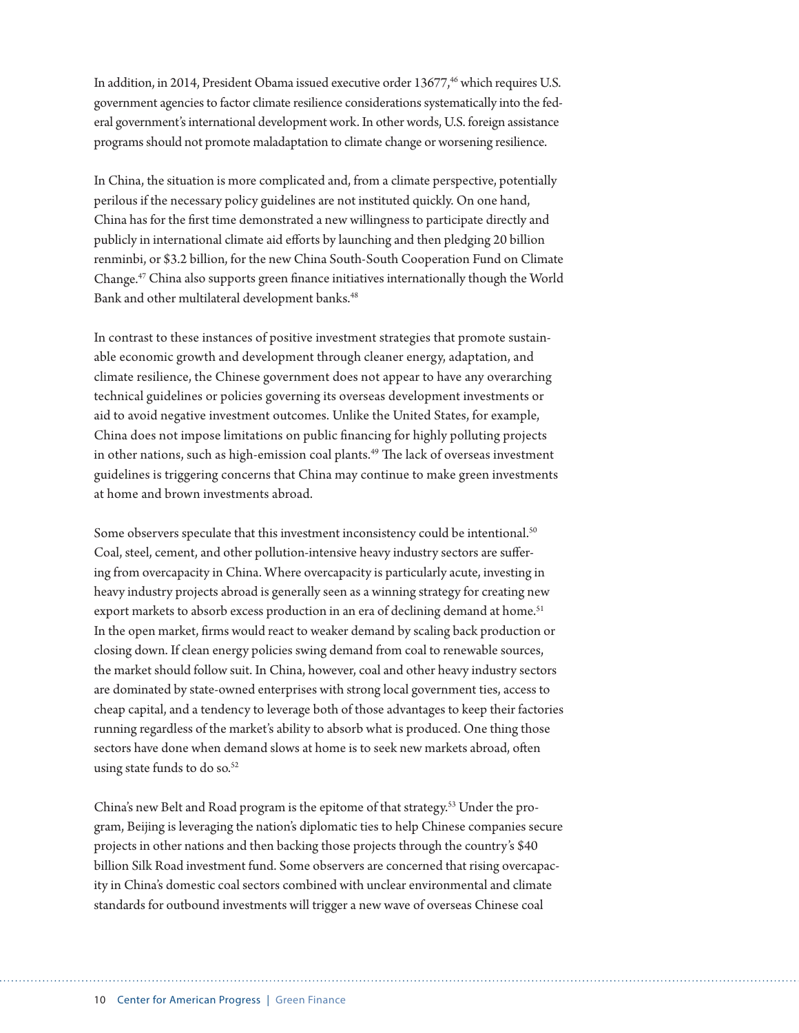In addition, in 2014, President Obama issued executive order 13677,[46] which requires U.S. government agencies to factor climate resilience considerations systematically into the federal government's international development work. In other words, U.S. foreign assistance programs should not promote maladaptation to climate change or worsening resilience.

In China, the situation is more complicated and, from a climate perspective, potentially perilous if the necessary policy guidelines are not instituted quickly. On one hand, China has for the first time demonstrated a new willingness to participate directly and publicly in international climate aid efforts by launching and then pledging 20 billion renminbi, or $3.2 billion, for the new China South-South Cooperation Fund on Climate Change.[47] China also supports green finance initiatives internationally though the World Bank and other multilateral development banks.[48]

In contrast to these instances of positive investment strategies that promote sustainable economic growth and development through cleaner energy, adaptation, and climate resilience, the Chinese government does not appear to have any overarching technical guidelines or policies governing its overseas development investments or aid to avoid negative investment outcomes. Unlike the United States, for example, China does not impose limitations on public financing for highly polluting projects in other nations, such as high-emission coal plants.[49] The lack of overseas investment guidelines is triggering concerns that China may continue to make green investments at home and brown investments abroad.

Some observers speculate that this investment inconsistency could be intentional.[50] Coal, steel, cement, and other pollution-intensive heavy industry sectors are suffering from overcapacity in China. Where overcapacity is particularly acute, investing in heavy industry projects abroad is generally seen as a winning strategy for creating new export markets to absorb excess production in an era of declining demand at home.[51] In the open market, firms would react to weaker demand by scaling back production or closing down. If clean energy policies swing demand from coal to renewable sources, the market should follow suit. In China, however, coal and other heavy industry sectors are dominated by state-owned enterprises with strong local government ties, access to cheap capital, and a tendency to leverage both of those advantages to keep their factories running regardless of the market's ability to absorb what is produced. One thing those sectors have done when demand slows at home is to seek new markets abroad, often using state funds to do so.[52]

China's new Belt and Road program is the epitome of that strategy.[53] Under the program, Beijing is leveraging the nation's diplomatic ties to help Chinese companies secure projects in other nations and then backing those projects through the country's $40 billion Silk Road investment fund. Some observers are concerned that rising overcapacity in China's domestic coal sectors combined with unclear environmental and climate standards for outbound investments will trigger a new wave of overseas Chinese coal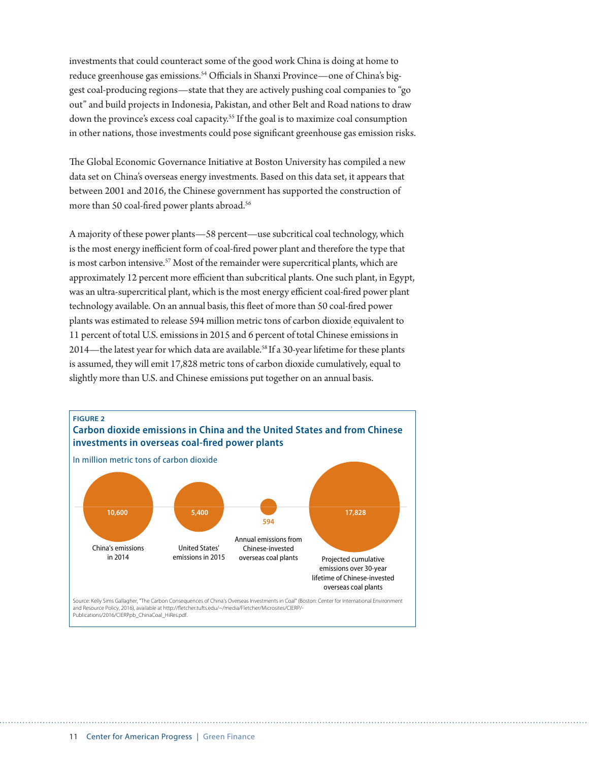investments that could counteract some of the good work China is doing at home to reduce greenhouse gas emissions.[54] Officials in Shanxi Province—one of China's biggest coal-producing regions—state that they are actively pushing coal companies to "go out" and build projects in Indonesia, Pakistan, and other Belt and Road nations to draw down the province's excess coal capacity.[55] If the goal is to maximize coal consumption in other nations, those investments could pose significant greenhouse gas emission risks.

The Global Economic Governance Initiative at Boston University has compiled a new data set on China's overseas energy investments. Based on this data set, it appears that between 2001 and 2016, the Chinese government has supported the construction of more than 50 coal-fired power plants abroad.[56]

A majority of these power plants—58 percent—use subcritical coal technology, which is the most energy inefficient form of coal-fired power plant and therefore the type that is most carbon intensive.[57] Most of the remainder were supercritical plants, which are approximately 12 percent more efficient than subcritical plants. One such plant, in Egypt, was an ultra-supercritical plant, which is the most energy efficient coal-fired power plant technology available. On an annual basis, this fleet of more than 50 coal-fired power plants was estimated to release 594 million metric tons of carbon dioxide equivalent to 11 percent of total U.S. emissions in 2015 and 6 percent of total Chinese emissions in 2014—the latest year for which data are available.[58] If a 30-year lifetime for these plants is assumed, they will emit 17,828 metric tons of carbon dioxide cumulatively, equal to slightly more than U.S. and Chinese emissions put together on an annual basis.

**FIGURE 2**

**Carbon dioxide emissions in China and the United States and from Chinese investments in overseas coal-fired power plants**

In million metric tons of carbon dioxide

| Category | Emissions |
|---|---|
| China's emissions in 2014 | 10,600 |
| United States' emissions in 2015 | 5,400 |
| Annual emissions from Chinese-invested overseas coal plants | 594 |
| Projected cumulative emissions over 30-year lifetime of Chinese-invested overseas coal plants | 17,828 |

Source: Kelly Sims Gallagher, "The Carbon Consequences of China's Overseas Investments in Coal" (Boston: Center for International Environment and Resource Policy, 2016), available at http://fletcher.tufts.edu/~/media/Fletcher/Microsites/CIERP/Publications/2016/CIERPpb_ChinaCoal_HiRes.pdf.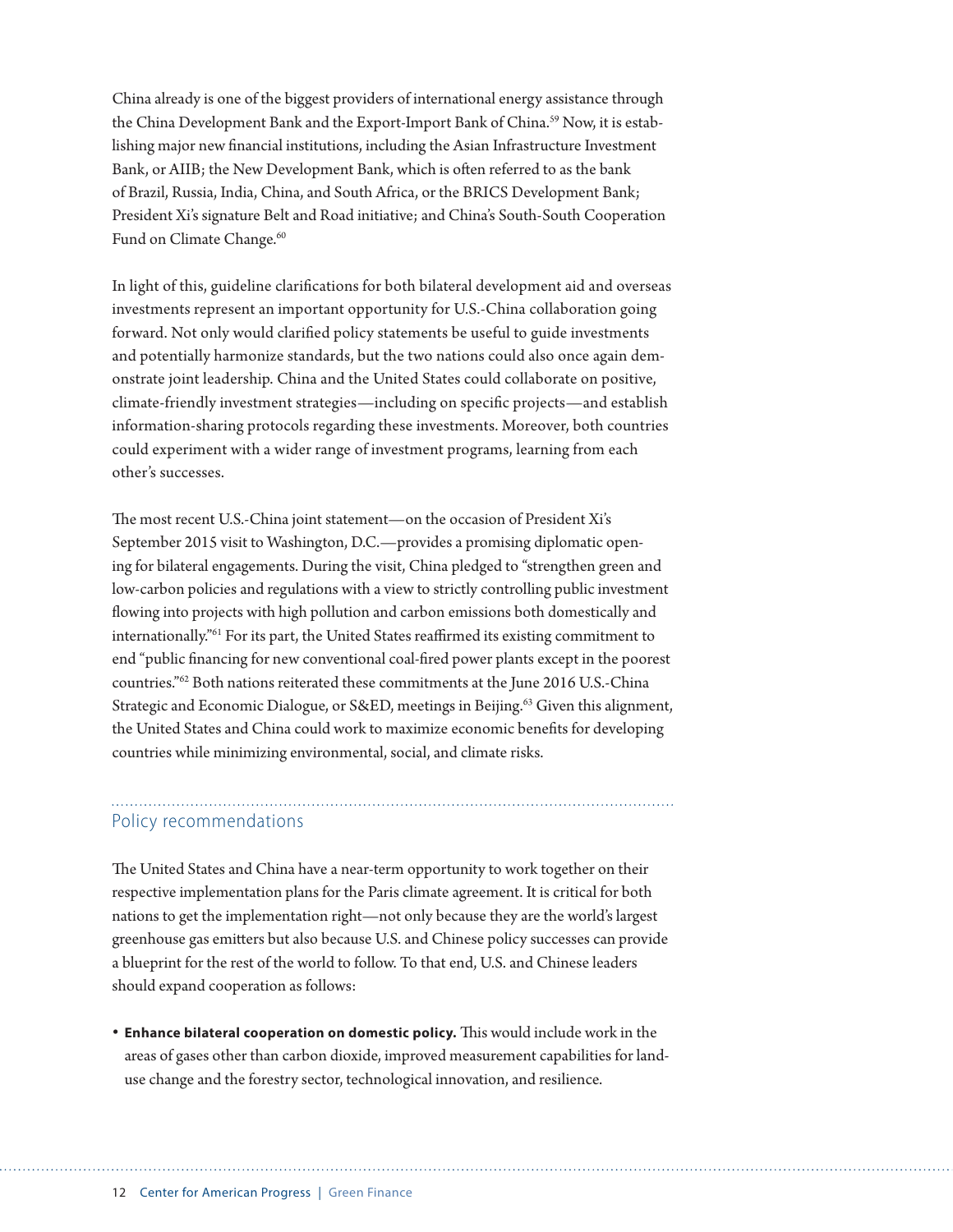China already is one of the biggest providers of international energy assistance through the China Development Bank and the Export-Import Bank of China.[59] Now, it is establishing major new financial institutions, including the Asian Infrastructure Investment Bank, or AIIB; the New Development Bank, which is often referred to as the bank of Brazil, Russia, India, China, and South Africa, or the BRICS Development Bank; President Xi's signature Belt and Road initiative; and China's South-South Cooperation Fund on Climate Change.[60]

In light of this, guideline clarifications for both bilateral development aid and overseas investments represent an important opportunity for U.S.-China collaboration going forward. Not only would clarified policy statements be useful to guide investments and potentially harmonize standards, but the two nations could also once again demonstrate joint leadership. China and the United States could collaborate on positive, climate-friendly investment strategies—including on specific projects—and establish information-sharing protocols regarding these investments. Moreover, both countries could experiment with a wider range of investment programs, learning from each other's successes.

The most recent U.S.-China joint statement—on the occasion of President Xi's September 2015 visit to Washington, D.C.—provides a promising diplomatic opening for bilateral engagements. During the visit, China pledged to "strengthen green and low-carbon policies and regulations with a view to strictly controlling public investment flowing into projects with high pollution and carbon emissions both domestically and internationally."[61] For its part, the United States reaffirmed its existing commitment to end "public financing for new conventional coal-fired power plants except in the poorest countries."[62] Both nations reiterated these commitments at the June 2016 U.S.-China Strategic and Economic Dialogue, or S&ED, meetings in Beijing.[63] Given this alignment, the United States and China could work to maximize economic benefits for developing countries while minimizing environmental, social, and climate risks.

## Policy recommendations

The United States and China have a near-term opportunity to work together on their respective implementation plans for the Paris climate agreement. It is critical for both nations to get the implementation right—not only because they are the world's largest greenhouse gas emitters but also because U.S. and Chinese policy successes can provide a blueprint for the rest of the world to follow. To that end, U.S. and Chinese leaders should expand cooperation as follows:

- **Enhance bilateral cooperation on domestic policy.** This would include work in the areas of gases other than carbon dioxide, improved measurement capabilities for land-use change and the forestry sector, technological innovation, and resilience.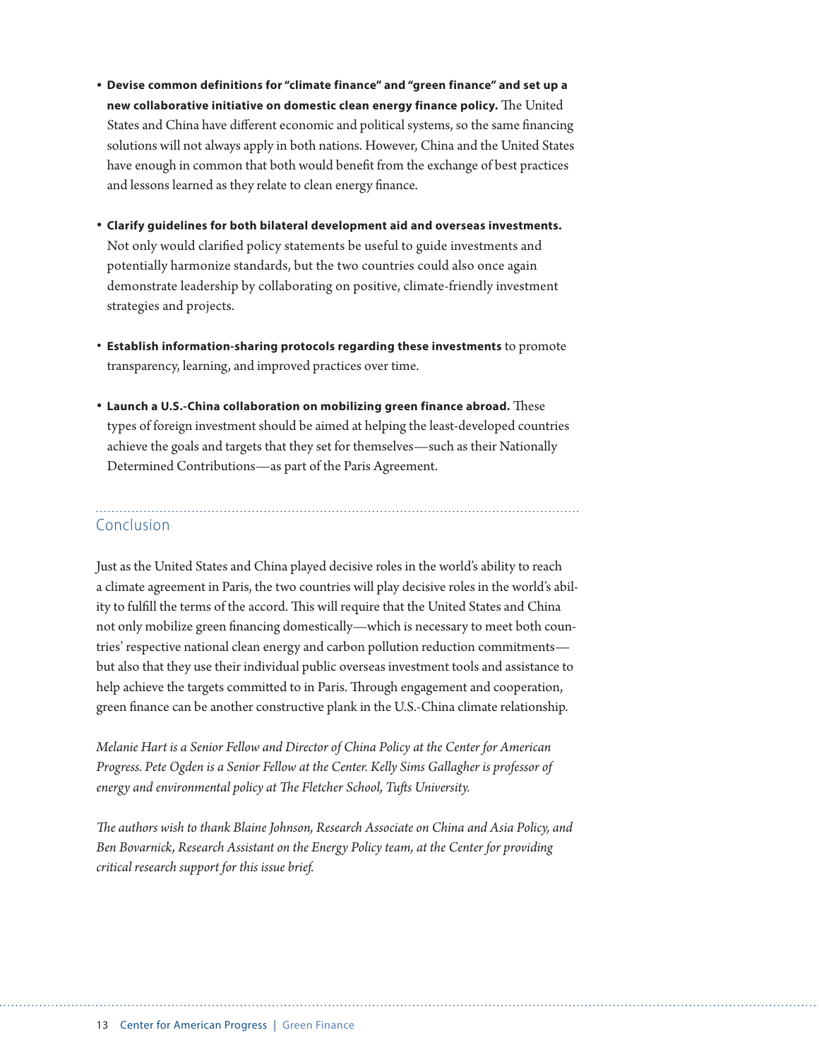- **Devise common definitions for "climate finance" and "green finance" and set up a new collaborative initiative on domestic clean energy finance policy.** The United States and China have different economic and political systems, so the same financing solutions will not always apply in both nations. However, China and the United States have enough in common that both would benefit from the exchange of best practices and lessons learned as they relate to clean energy finance.

- **Clarify guidelines for both bilateral development aid and overseas investments.** Not only would clarified policy statements be useful to guide investments and potentially harmonize standards, but the two countries could also once again demonstrate leadership by collaborating on positive, climate-friendly investment strategies and projects.

- **Establish information-sharing protocols regarding these investments** to promote transparency, learning, and improved practices over time.

- **Launch a U.S.-China collaboration on mobilizing green finance abroad.** These types of foreign investment should be aimed at helping the least-developed countries achieve the goals and targets that they set for themselves—such as their Nationally Determined Contributions—as part of the Paris Agreement.

## Conclusion

Just as the United States and China played decisive roles in the world's ability to reach a climate agreement in Paris, the two countries will play decisive roles in the world's ability to fulfill the terms of the accord. This will require that the United States and China not only mobilize green financing domestically—which is necessary to meet both countries' respective national clean energy and carbon pollution reduction commitments—but also that they use their individual public overseas investment tools and assistance to help achieve the targets committed to in Paris. Through engagement and cooperation, green finance can be another constructive plank in the U.S.-China climate relationship.

*Melanie Hart is a Senior Fellow and Director of China Policy at the Center for American Progress. Pete Ogden is a Senior Fellow at the Center. Kelly Sims Gallagher is professor of energy and environmental policy at The Fletcher School, Tufts University.*

*The authors wish to thank Blaine Johnson, Research Associate on China and Asia Policy, and Ben Bovarnick, Research Assistant on the Energy Policy team, at the Center for providing critical research support for this issue brief.*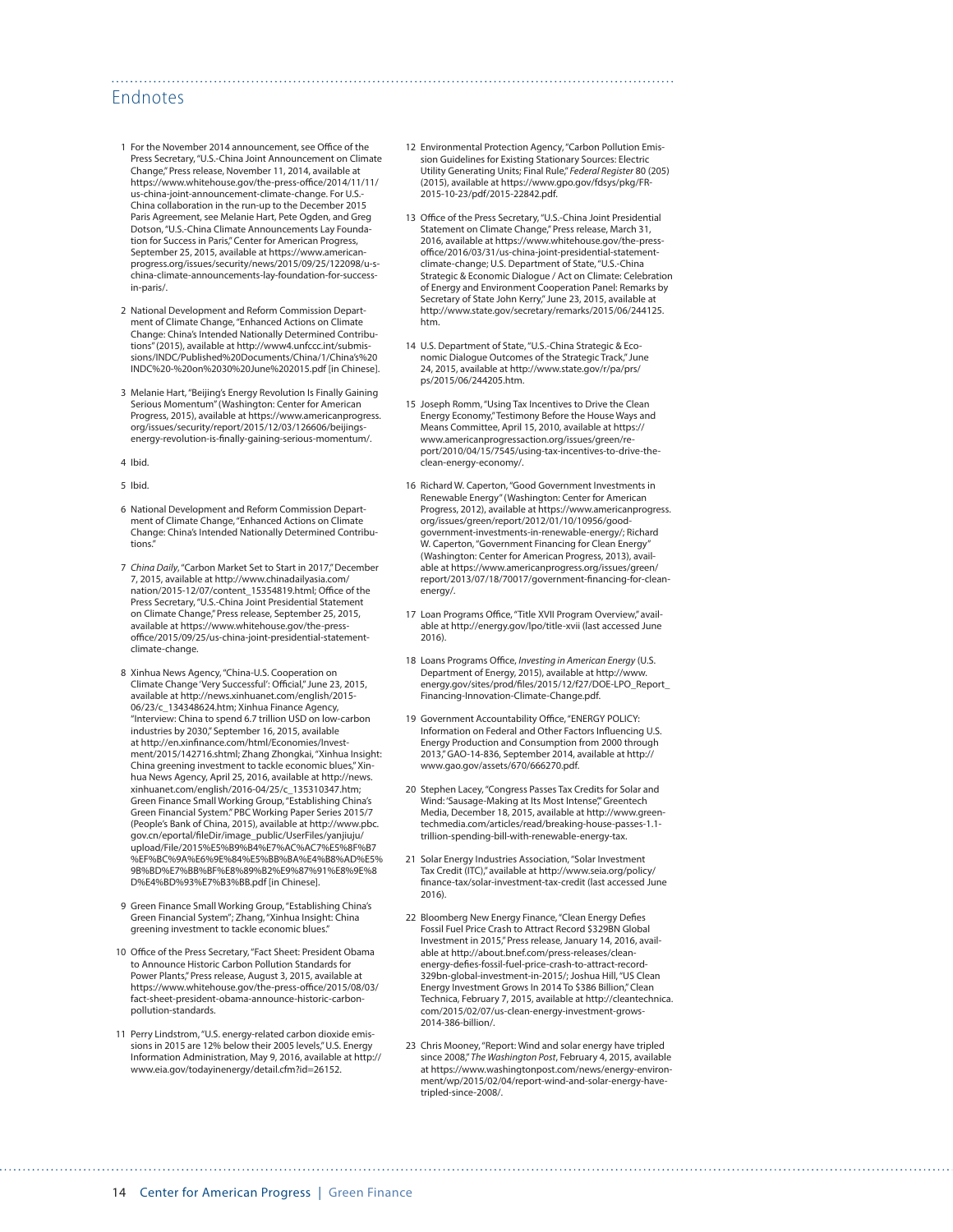## Endnotes

1 For the November 2014 announcement, see Office of the Press Secretary, "U.S.-China Joint Announcement on Climate Change," Press release, November 11, 2014, available at https://www.whitehouse.gov/the-press-office/2014/11/11/us-china-joint-announcement-climate-change. For U.S.-China collaboration in the run-up to the December 2015 Paris Agreement, see Melanie Hart, Pete Ogden, and Greg Dotson, "U.S.-China Climate Announcements Lay Foundation for Success in Paris," Center for American Progress, September 25, 2015, available at https://www.americanprogress.org/issues/security/news/2015/09/25/122098/u-s-china-climate-announcements-lay-foundation-for-success-in-paris/.

2 National Development and Reform Commission Department of Climate Change, "Enhanced Actions on Climate Change: China's Intended Nationally Determined Contributions" (2015), available at http://www4.unfccc.int/submissions/INDC/Published%20Documents/China/1/China's%20INDC%20-%20on%2030%20June%202015.pdf [in Chinese].

3 Melanie Hart, "Beijing's Energy Revolution Is Finally Gaining Serious Momentum" (Washington: Center for American Progress, 2015), available at https://www.americanprogress.org/issues/security/report/2015/12/03/126606/beijings-energy-revolution-is-finally-gaining-serious-momentum/.

4 Ibid.

5 Ibid.

6 National Development and Reform Commission Department of Climate Change, "Enhanced Actions on Climate Change: China's Intended Nationally Determined Contributions."

7 *China Daily*, "Carbon Market Set to Start in 2017," December 7, 2015, available at http://www.chinadailyasia.com/nation/2015-12/07/content_15354819.html; Office of the Press Secretary, "U.S.-China Joint Presidential Statement on Climate Change," Press release, September 25, 2015, available at https://www.whitehouse.gov/the-press-office/2015/09/25/us-china-joint-presidential-statement-climate-change.

8 Xinhua News Agency, "China-U.S. Cooperation on Climate Change 'Very Successful': Official," June 23, 2015, available at http://news.xinhuanet.com/english/2015-06/23/c_134348624.htm; Xinhua Finance Agency, "Interview: China to spend 6.7 trillion USD on low-carbon industries by 2030," September 16, 2015, available at http://en.xinfinance.com/html/Economies/Investment/2015/142716.shtml; Zhang Zhongkai, "Xinhua Insight: China greening investment to tackle economic blues," Xinhua News Agency, April 25, 2016, available at http://news.xinhuanet.com/english/2016-04/25/c_135310347.htm; Green Finance Small Working Group, "Establishing China's Green Financial System." PBC Working Paper Series 2015/7 (People's Bank of China, 2015), available at http://www.pbc.gov.cn/eportal/fileDir/image_public/UserFiles/yanjiuju/upload/File/2015%E5%B9%B4%E7%AC%AC%E5%8F%B7%EF%BC%9A%E6%9E%84%E5%BB%BA%E4%B8%AD%E59B%BD%E7%BB%BF%E8%89%B2%E9%87%91%E8%9E%8D%E4%BD%93%E7%B3%BB.pdf [in Chinese].

9 Green Finance Small Working Group, "Establishing China's Green Financial System"; Zhang, "Xinhua Insight: China greening investment to tackle economic blues."

10 Office of the Press Secretary, "Fact Sheet: President Obama to Announce Historic Carbon Pollution Standards for Power Plants," Press release, August 3, 2015, available at https://www.whitehouse.gov/the-press-office/2015/08/03/fact-sheet-president-obama-announce-historic-carbon-pollution-standards.

11 Perry Lindstrom, "U.S. energy-related carbon dioxide emissions in 2015 are 12% below their 2005 levels," U.S. Energy Information Administration, May 9, 2016, available at http://www.eia.gov/todayinenergy/detail.cfm?id=26152.

12 Environmental Protection Agency, "Carbon Pollution Emission Guidelines for Existing Stationary Sources: Electric Utility Generating Units; Final Rule," *Federal Register* 80 (205) (2015), available at https://www.gpo.gov/fdsys/pkg/FR-2015-10-23/pdf/2015-22842.pdf.

13 Office of the Press Secretary, "U.S.-China Joint Presidential Statement on Climate Change," Press release, March 31, 2016, available at https://www.whitehouse.gov/the-press-office/2016/03/31/us-china-joint-presidential-statement-climate-change; U.S. Department of State, "U.S.-China Strategic & Economic Dialogue / Act on Climate: Celebration of Energy and Environment Cooperation Panel: Remarks by Secretary of State John Kerry," June 23, 2015, available at http://www.state.gov/secretary/remarks/2015/06/244125.htm.

14 U.S. Department of State, "U.S.-China Strategic & Economic Dialogue Outcomes of the Strategic Track," June 24, 2015, available at http://www.state.gov/r/pa/prs/ps/2015/06/244205.htm.

15 Joseph Romm, "Using Tax Incentives to Drive the Clean Energy Economy," Testimony Before the House Ways and Means Committee, April 15, 2010, available at https://www.americanprogressaction.org/issues/green/report/2010/04/15/7545/using-tax-incentives-to-drive-the-clean-energy-economy/.

16 Richard W. Caperton, "Good Government Investments in Renewable Energy" (Washington: Center for American Progress, 2012), available at https://www.americanprogress.org/issues/green/report/2012/01/10/10956/good-government-investments-in-renewable-energy/; Richard W. Caperton, "Government Financing for Clean Energy" (Washington: Center for American Progress, 2013), available at https://www.americanprogress.org/issues/green/report/2013/07/18/70017/government-financing-for-clean-energy/.

17 Loan Programs Office, "Title XVII Program Overview," available at http://energy.gov/lpo/title-xvii (last accessed June 2016).

18 Loans Programs Office, *Investing in American Energy* (U.S. Department of Energy, 2015), available at http://www.energy.gov/sites/prod/files/2015/12/f27/DOE-LPO_Report_Financing-Innovation-Climate-Change.pdf.

19 Government Accountability Office, "ENERGY POLICY: Information on Federal and Other Factors Influencing U.S. Energy Production and Consumption from 2000 through 2013," GAO-14-836, September 2014, available at http://www.gao.gov/assets/670/666270.pdf.

20 Stephen Lacey, "Congress Passes Tax Credits for Solar and Wind: 'Sausage-Making at Its Most Intense'," Greentech Media, December 18, 2015, available at http://www.greentechmedia.com/articles/read/breaking-house-passes-1.1-trillion-spending-bill-with-renewable-energy-tax.

21 Solar Energy Industries Association, "Solar Investment Tax Credit (ITC)," available at http://www.seia.org/policy/finance-tax/solar-investment-tax-credit (last accessed June 2016).

22 Bloomberg New Energy Finance, "Clean Energy Defies Fossil Fuel Price Crash to Attract Record $329BN Global Investment in 2015," Press release, January 14, 2016, available at http://about.bnef.com/press-releases/clean-energy-defies-fossil-fuel-price-crash-to-attract-record-329bn-global-investment-in-2015/; Joshua Hill, "US Clean Energy Investment Grows In 2014 To $386 Billion," Clean Technica, February 7, 2015, available at http://cleantechnica.com/2015/02/07/us-clean-energy-investment-grows-2014-386-billion/.

23 Chris Mooney, "Report: Wind and solar energy have tripled since 2008," *The Washington Post*, February 4, 2015, available at https://www.washingtonpost.com/news/energy-environment/wp/2015/02/04/report-wind-and-solar-energy-have-tripled-since-2008/.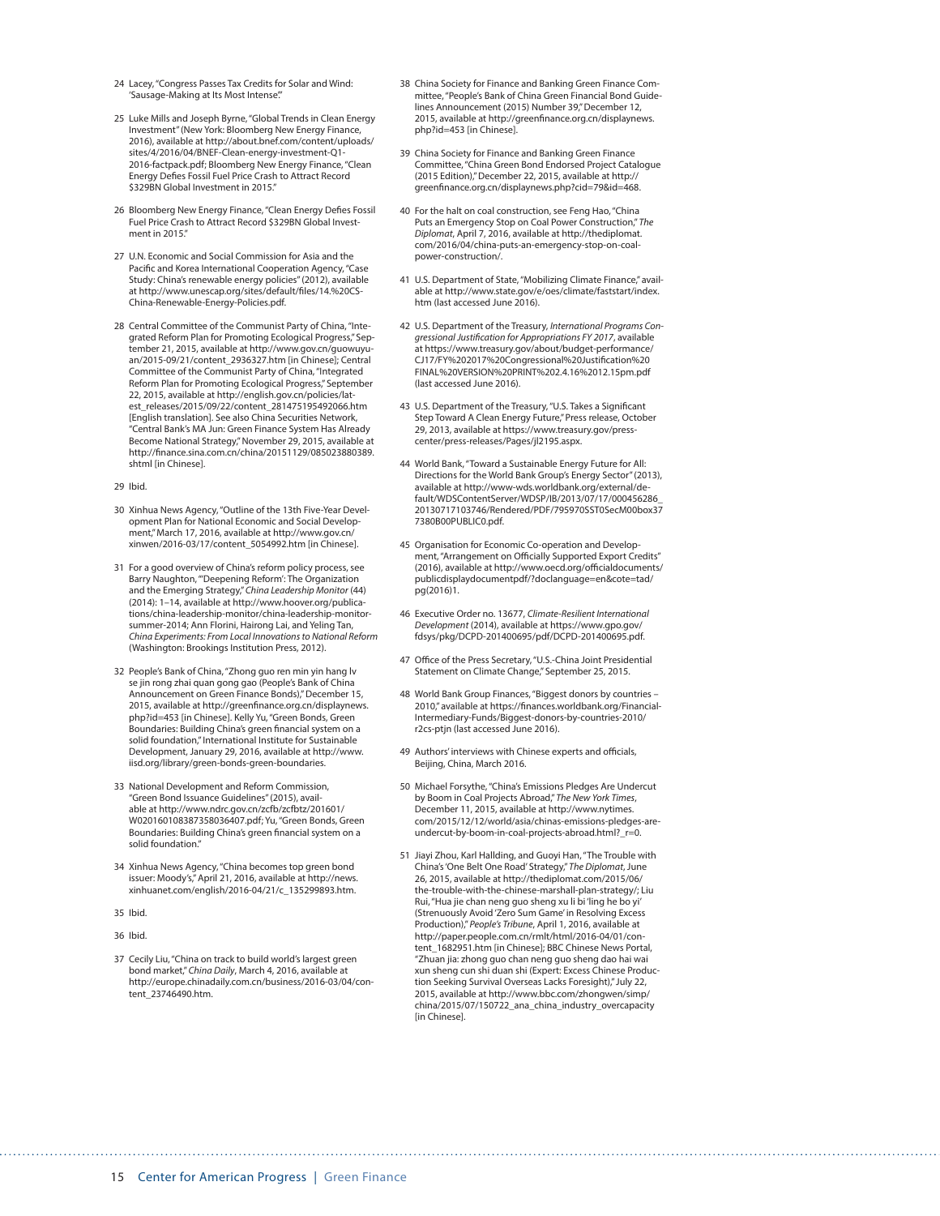24 Lacey, "Congress Passes Tax Credits for Solar and Wind: 'Sausage-Making at Its Most Intense'."

25 Luke Mills and Joseph Byrne, "Global Trends in Clean Energy Investment" (New York: Bloomberg New Energy Finance, 2016), available at http://about.bnef.com/content/uploads/sites/4/2016/04/BNEF-Clean-energy-investment-Q1-2016-factpack.pdf; Bloomberg New Energy Finance, "Clean Energy Defies Fossil Fuel Price Crash to Attract Record $329BN Global Investment in 2015."

26 Bloomberg New Energy Finance, "Clean Energy Defies Fossil Fuel Price Crash to Attract Record $329BN Global Investment in 2015."

27 U.N. Economic and Social Commission for Asia and the Pacific and Korea International Cooperation Agency, "Case Study: China's renewable energy policies" (2012), available at http://www.unescap.org/sites/default/files/14.%20CS-China-Renewable-Energy-Policies.pdf.

28 Central Committee of the Communist Party of China, "Integrated Reform Plan for Promoting Ecological Progress," September 21, 2015, available at http://www.gov.cn/guowuyuan/2015-09/21/content_2936327.htm [in Chinese]; Central Committee of the Communist Party of China, "Integrated Reform Plan for Promoting Ecological Progress," September 22, 2015, available at http://english.gov.cn/policies/latest_releases/2015/09/22/content_281475195492066.htm [English translation]. See also China Securities Network, "Central Bank's MA Jun: Green Finance System Has Already Become National Strategy," November 29, 2015, available at http://finance.sina.com.cn/china/20151129/085023880389.shtml [in Chinese].

29 Ibid.

30 Xinhua News Agency, "Outline of the 13th Five-Year Development Plan for National Economic and Social Development," March 17, 2016, available at http://www.gov.cn/xinwen/2016-03/17/content_5054992.htm [in Chinese].

31 For a good overview of China's reform policy process, see Barry Naughton, "'Deepening Reform': The Organization and the Emerging Strategy," *China Leadership Monitor* (44) (2014): 1–14, available at http://www.hoover.org/publications/china-leadership-monitor/china-leadership-monitor-summer-2014; Ann Florini, Hairong Lai, and Yeling Tan, *China Experiments: From Local Innovations to National Reform* (Washington: Brookings Institution Press, 2012).

32 People's Bank of China, "Zhong guo ren min yin hang lv se jin rong zhai quan gong gao (People's Bank of China Announcement on Green Finance Bonds)," December 15, 2015, available at http://greenfinance.org.cn/displaynews.php?id=453 [in Chinese]. Kelly Yu, "Green Bonds, Green Boundaries: Building China's green financial system on a solid foundation," International Institute for Sustainable Development, January 29, 2016, available at http://www.iisd.org/library/green-bonds-green-boundaries.

33 National Development and Reform Commission, "Green Bond Issuance Guidelines" (2015), available at http://www.ndrc.gov.cn/zcfb/zcfbtz/201601/W020160108387358036407.pdf; Yu, "Green Bonds, Green Boundaries: Building China's green financial system on a solid foundation."

34 Xinhua News Agency, "China becomes top green bond issuer: Moody's," April 21, 2016, available at http://news.xinhuanet.com/english/2016-04/21/c_135299893.htm.

35 Ibid.

36 Ibid.

37 Cecily Liu, "China on track to build world's largest green bond market," *China Daily*, March 4, 2016, available at http://europe.chinadaily.com.cn/business/2016-03/04/content_23746490.htm.

38 China Society for Finance and Banking Green Finance Committee, "People's Bank of China Green Financial Bond Guidelines Announcement (2015) Number 39," December 12, 2015, available at http://greenfinance.org.cn/displaynews.php?id=453 [in Chinese].

39 China Society for Finance and Banking Green Finance Committee, "China Green Bond Endorsed Project Catalogue (2015 Edition)," December 22, 2015, available at http://greenfinance.org.cn/displaynews.php?cid=79&id=468.

40 For the halt on coal construction, see Feng Hao, "China Puts an Emergency Stop on Coal Power Construction," *The Diplomat*, April 7, 2016, available at http://thediplomat.com/2016/04/china-puts-an-emergency-stop-on-coal-power-construction/.

41 U.S. Department of State, "Mobilizing Climate Finance," available at http://www.state.gov/e/oes/climate/faststart/index.htm (last accessed June 2016).

42 U.S. Department of the Treasury, *International Programs Congressional Justification for Appropriations FY 2017*, available at https://www.treasury.gov/about/budget-performance/CJ17/FY%202017%20Congressional%20Justification%20FINAL%20VERSION%20PRINT%202.4.16%2012.15pm.pdf (last accessed June 2016).

43 U.S. Department of the Treasury, "U.S. Takes a Significant Step Toward A Clean Energy Future," Press release, October 29, 2013, available at https://www.treasury.gov/press-center/press-releases/Pages/jl2195.aspx.

44 World Bank, "Toward a Sustainable Energy Future for All: Directions for the World Bank Group's Energy Sector" (2013), available at http://www-wds.worldbank.org/external/default/WDSContentServer/WDSP/IB/2013/07/17/000456286_20130717103746/Rendered/PDF/795970SST0SecM00box377380B00PUBLIC0.pdf.

45 Organisation for Economic Co-operation and Development, "Arrangement on Officially Supported Export Credits" (2016), available at http://www.oecd.org/officialdocuments/publicdisplaydocumentpdf/?doclanguage=en&cote=tad/pg(2016)1.

46 Executive Order no. 13677, *Climate-Resilient International Development* (2014), available at https://www.gpo.gov/fdsys/pkg/DCPD-201400695/pdf/DCPD-201400695.pdf.

47 Office of the Press Secretary, "U.S.-China Joint Presidential Statement on Climate Change," September 25, 2015.

48 World Bank Group Finances, "Biggest donors by countries – 2010," available at https://finances.worldbank.org/Financial-Intermediary-Funds/Biggest-donors-by-countries-2010/r2cs-ptjn (last accessed June 2016).

49 Authors' interviews with Chinese experts and officials, Beijing, China, March 2016.

50 Michael Forsythe, "China's Emissions Pledges Are Undercut by Boom in Coal Projects Abroad," *The New York Times*, December 11, 2015, available at http://www.nytimes.com/2015/12/12/world/asia/chinas-emissions-pledges-are-undercut-by-boom-in-coal-projects-abroad.html?_r=0.

51 Jiayi Zhou, Karl Hallding, and Guoyi Han, "The Trouble with China's 'One Belt One Road' Strategy," *The Diplomat*, June 26, 2015, available at http://thediplomat.com/2015/06/the-trouble-with-the-chinese-marshall-plan-strategy/; Liu Rui, "Hua jie chan neng guo sheng xu li bi 'ling he bo yi' (Strenuously Avoid 'Zero Sum Game' in Resolving Excess Production)," *People's Tribune*, April 1, 2016, available at http://paper.people.com.cn/rmlt/html/2016-04/01/content_1682951.htm [in Chinese]; BBC Chinese News Portal, "Zhuan jia: zhong guo chan neng guo sheng dao hai wai xun sheng cun shi duan shi (Expert: Excess Chinese Production Seeking Survival Overseas Lacks Foresight)," July 22, 2015, available at http://www.bbc.com/zhongwen/simp/china/2015/07/150722_ana_china_industry_overcapacity [in Chinese].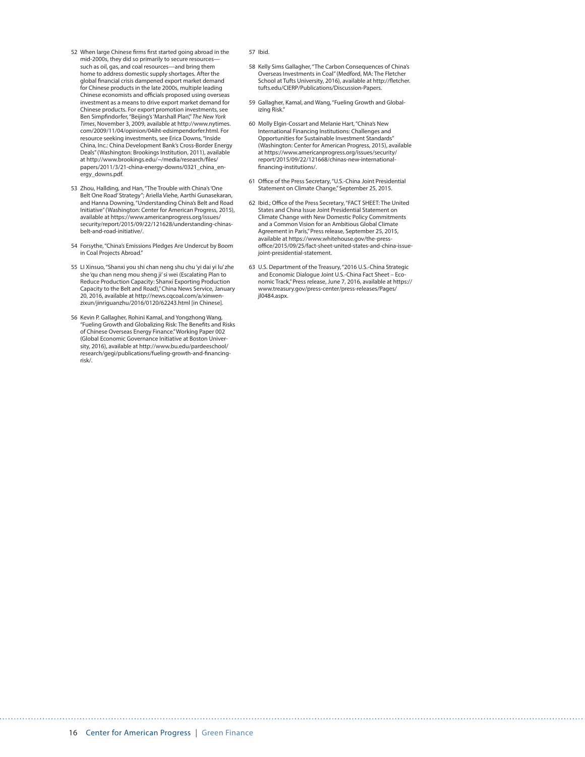52 When large Chinese firms first started going abroad in the mid-2000s, they did so primarily to secure resources—such as oil, gas, and coal resources—and bring them home to address domestic supply shortages. After the global financial crisis dampened export market demand for Chinese products in the late 2000s, multiple leading Chinese economists and officials proposed using overseas investment as a means to drive export market demand for Chinese products. For export promotion investments, see Ben Simpfindorfer, "Beijing's 'Marshall Plan'," *The New York Times*, November 3, 2009, available at http://www.nytimes.com/2009/11/04/opinion/04iht-edsimpendorfer.html. For resource seeking investments, see Erica Downs, "Inside China, Inc.: China Development Bank's Cross-Border Energy Deals" (Washington: Brookings Institution, 2011), available at http://www.brookings.edu/~/media/research/files/papers/2011/3/21-china-energy-downs/0321_china_energy_downs.pdf.

53 Zhou, Hallding, and Han, "The Trouble with China's 'One Belt One Road' Strategy"; Ariella Viehe, Aarthi Gunasekaran, and Hanna Downing, "Understanding China's Belt and Road Initiative" (Washington: Center for American Progress, 2015), available at https://www.americanprogress.org/issues/security/report/2015/09/22/121628/understanding-chinas-belt-and-road-initiative/.

54 Forsythe, "China's Emissions Pledges Are Undercut by Boom in Coal Projects Abroad."

55 LI Xinsuo, "Shanxi you shi chan neng shu chu 'yi dai yi lu' zhe she 'qu chan neng mou sheng ji' si wei (Escalating Plan to Reduce Production Capacity: Shanxi Exporting Production Capacity to the Belt and Road)," China News Service, January 20, 2016, available at http://news.cqcoal.com/a/xinwenzixun/jinriguanzhu/2016/0120/62243.html [in Chinese].

56 Kevin P. Gallagher, Rohini Kamal, and Yongzhong Wang, "Fueling Growth and Globalizing Risk: The Benefits and Risks of Chinese Overseas Energy Finance." Working Paper 002 (Global Economic Governance Initiative at Boston University, 2016), available at http://www.bu.edu/pardeeschool/research/gegi/publications/fueling-growth-and-financing-risk/.

57 Ibid.

58 Kelly Sims Gallagher, "The Carbon Consequences of China's Overseas Investments in Coal" (Medford, MA: The Fletcher School at Tufts University, 2016), available at http://fletcher.tufts.edu/CIERP/Publications/Discussion-Papers.

59 Gallagher, Kamal, and Wang, "Fueling Growth and Globalizing Risk."

60 Molly Elgin-Cossart and Melanie Hart, "China's New International Financing Institutions: Challenges and Opportunities for Sustainable Investment Standards" (Washington: Center for American Progress, 2015), available at https://www.americanprogress.org/issues/security/report/2015/09/22/121668/chinas-new-international-financing-institutions/.

61 Office of the Press Secretary, "U.S.-China Joint Presidential Statement on Climate Change," September 25, 2015.

62 Ibid.; Office of the Press Secretary, "FACT SHEET: The United States and China Issue Joint Presidential Statement on Climate Change with New Domestic Policy Commitments and a Common Vision for an Ambitious Global Climate Agreement in Paris," Press release, September 25, 2015, available at https://www.whitehouse.gov/the-press-office/2015/09/25/fact-sheet-united-states-and-china-issue-joint-presidential-statement.

63 U.S. Department of the Treasury, "2016 U.S.-China Strategic and Economic Dialogue Joint U.S.-China Fact Sheet – Economic Track," Press release, June 7, 2016, available at https://www.treasury.gov/press-center/press-releases/Pages/jl0484.aspx.